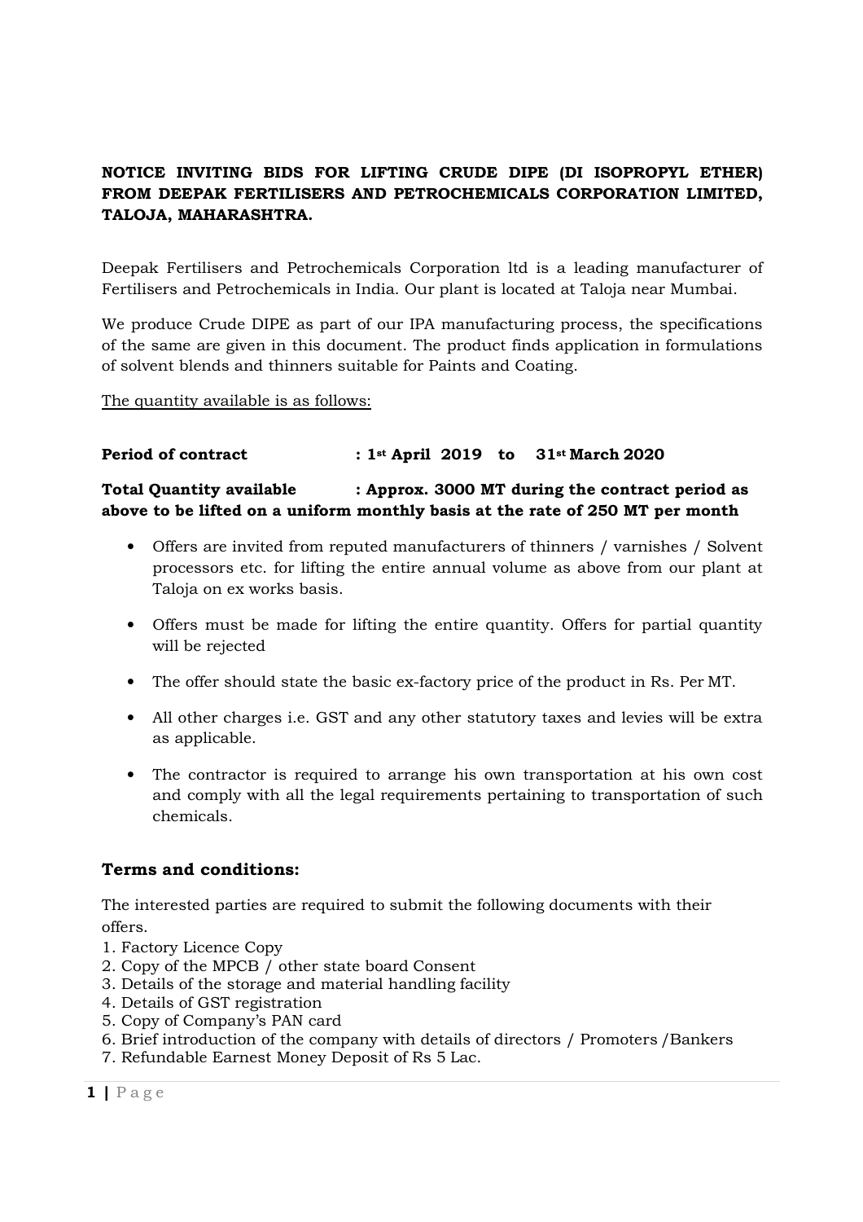**NOTICE INVITING BIDS FOR LIFTING CRUDE DIPE (DI ISOPROPYL ETHER) FROM DEEPAK FERTILISERS AND PETROCHEMICALS CORPORATION LIMITED, TALOJA, MAHARASHTRA.**

Deepak Fertilisers and Petrochemicals Corporation ltd is a leading manufacturer of Fertilisers and Petrochemicals in India. Our plant is located at Taloja near Mumbai.

We produce Crude DIPE as part of our IPA manufacturing process, the specifications of the same are given in this document. The product finds application in formulations of solvent blends and thinners suitable for Paints and Coating.

The quantity available is as follows:

**Period of contract : 1st April 2019 to 31st March 2020**

**Total Quantity available : Approx. 3000 MT during the contract period as above to be lifted on a uniform monthly basis at the rate of 250 MT per month**

- Offers are invited from reputed manufacturers of thinners / varnishes / Solvent processors etc. for lifting the entire annual volume as above from our plant at Taloja on ex works basis.
- Offers must be made for lifting the entire quantity. Offers for partial quantity will be rejected
- The offer should state the basic ex-factory price of the product in Rs. Per MT.
- All other charges i.e. GST and any other statutory taxes and levies will be extra as applicable.
- The contractor is required to arrange his own transportation at his own cost and comply with all the legal requirements pertaining to transportation of such chemicals.

## Terms and conditions:

The interested parties are required to submit the following documents with their offers.

1. Factory Licence Copy
2. Copy of the MPCB / other state board Consent
3. Details of the storage and material handling facility
4. Details of GST registration
5. Copy of Company's PAN card
6. Brief introduction of the company with details of directors / Promoters /Bankers
7. Refundable Earnest Money Deposit of Rs 5 Lac.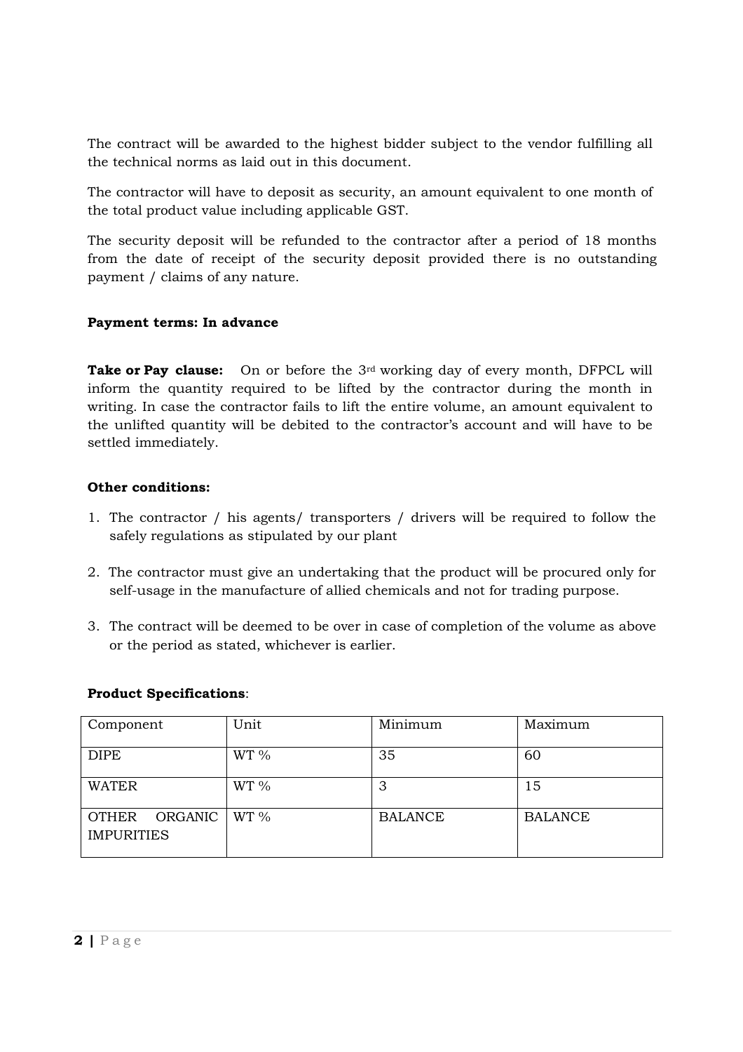The contract will be awarded to the highest bidder subject to the vendor fulfilling all the technical norms as laid out in this document.

The contractor will have to deposit as security, an amount equivalent to one month of the total product value including applicable GST.

The security deposit will be refunded to the contractor after a period of 18 months from the date of receipt of the security deposit provided there is no outstanding payment / claims of any nature.

**Payment terms: In advance**

**Take or Pay clause:** On or before the 3rd working day of every month, DFPCL will inform the quantity required to be lifted by the contractor during the month in writing. In case the contractor fails to lift the entire volume, an amount equivalent to the unlifted quantity will be debited to the contractor's account and will have to be settled immediately.

**Other conditions:**

1. The contractor / his agents/ transporters / drivers will be required to follow the safely regulations as stipulated by our plant
2. The contractor must give an undertaking that the product will be procured only for self-usage in the manufacture of allied chemicals and not for trading purpose.
3. The contract will be deemed to be over in case of completion of the volume as above or the period as stated, whichever is earlier.

**Product Specifications**:

| Component | Unit | Minimum | Maximum |
|---|---|---|---|
| DIPE | WT % | 35 | 60 |
| WATER | WT % | 3 | 15 |
| OTHER ORGANIC IMPURITIES | WT % | BALANCE | BALANCE |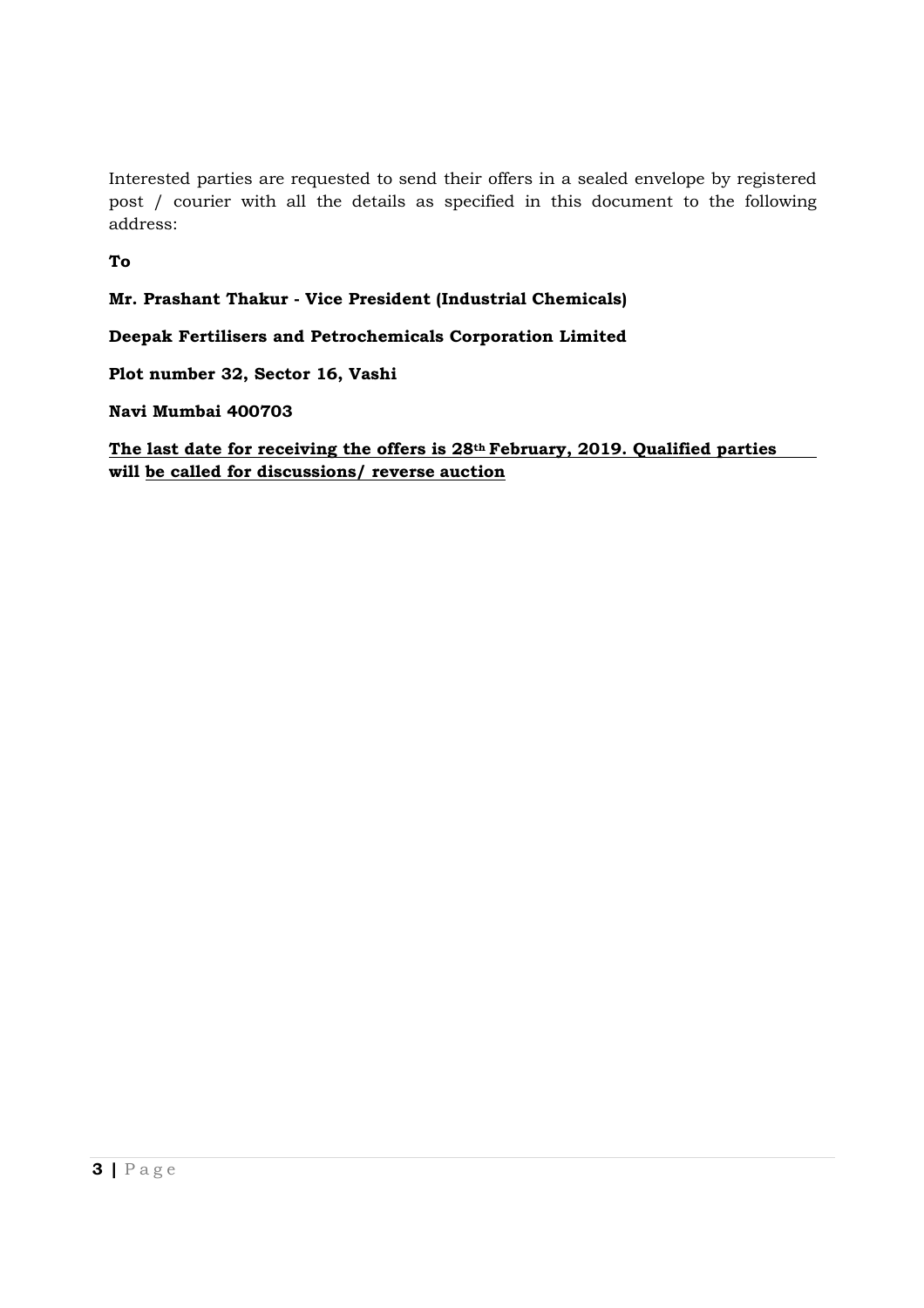Interested parties are requested to send their offers in a sealed envelope by registered post / courier with all the details as specified in this document to the following address:

**To**

**Mr. Prashant Thakur - Vice President (Industrial Chemicals)**

**Deepak Fertilisers and Petrochemicals Corporation Limited**

**Plot number 32, Sector 16, Vashi**

**Navi Mumbai 400703**

**The last date for receiving the offers is 28th February, 2019. Qualified parties will be called for discussions/ reverse auction**